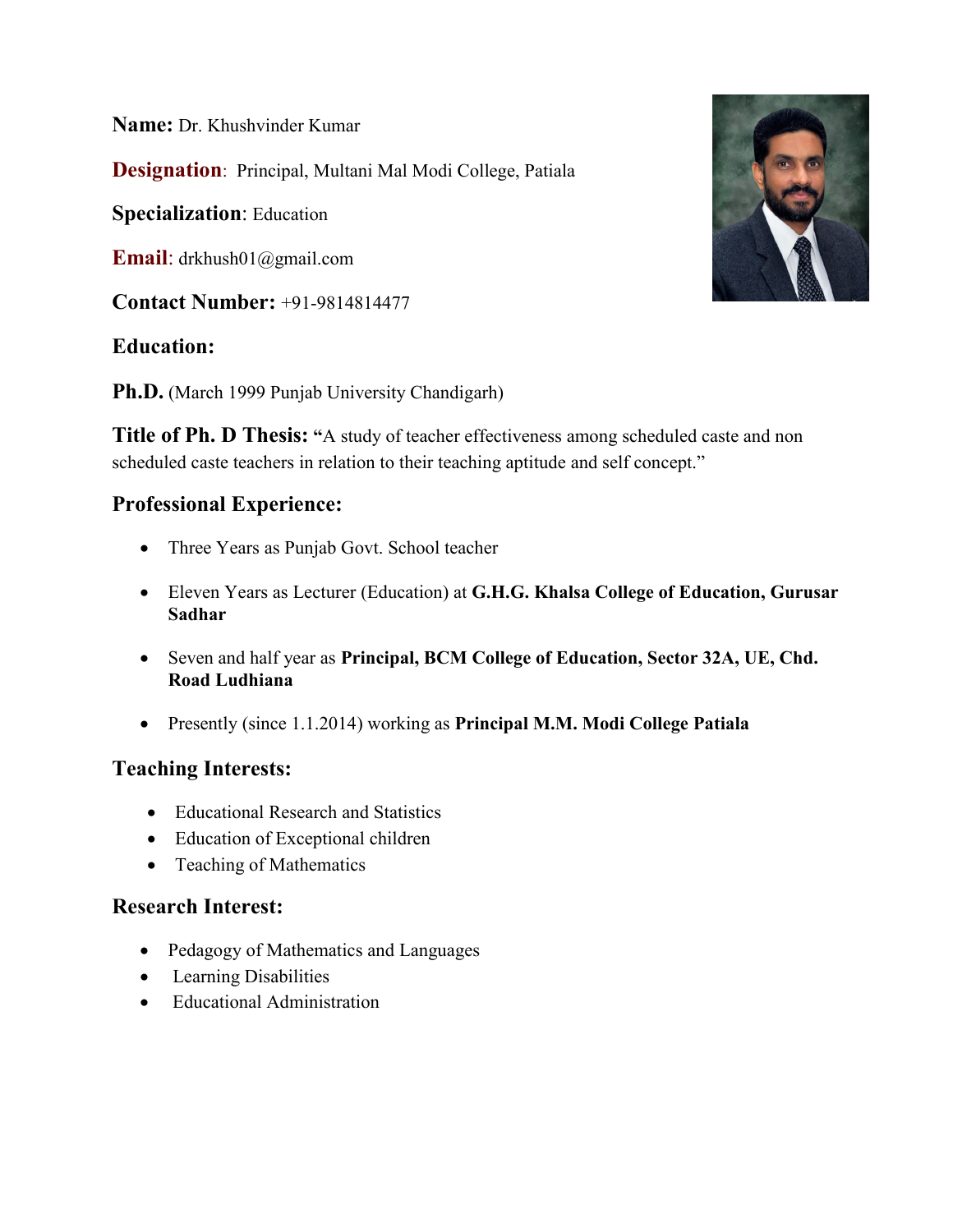**Name:** Dr. Khushvinder Kumar

**Designation**: Principal, Multani Mal Modi College, Patiala

**Specialization**: Education

**Email**: drkhush01@gmail.com

**Contact Number:** +91-9814814477

**Education:**

**Ph.D.** (March 1999 Punjab University Chandigarh)

**Title of Ph. D Thesis: "**A study of teacher effectiveness among scheduled caste and non scheduled caste teachers in relation to their teaching aptitude and self concept."

## Professional Experience:

- Three Years as Punjab Govt. School teacher
- Eleven Years as Lecturer (Education) at **G.H.G. Khalsa College of Education, Gurusar Sadhar**
- Seven and half year as **Principal, BCM College of Education, Sector 32A, UE, Chd. Road Ludhiana**
- Presently (since 1.1.2014) working as **Principal M.M. Modi College Patiala**

## Teaching Interests:

- Educational Research and Statistics
- Education of Exceptional children
- Teaching of Mathematics

## Research Interest:

- Pedagogy of Mathematics and Languages
- Learning Disabilities
- Educational Administration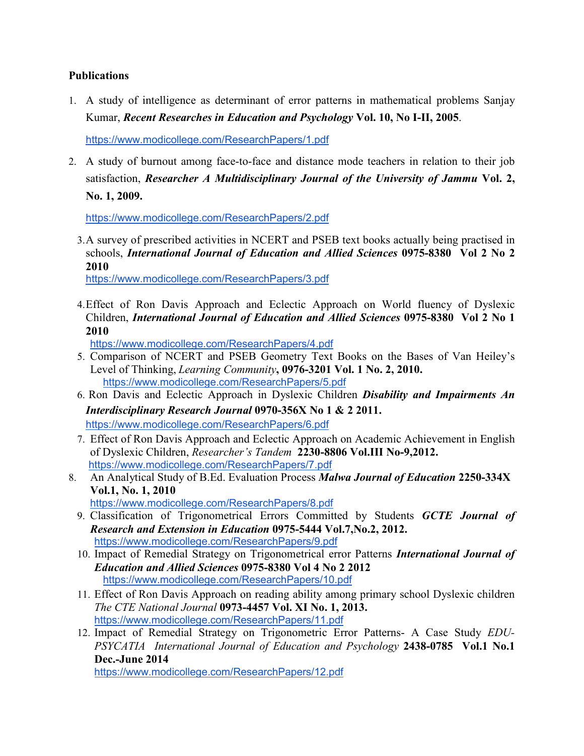**Publications**

1. A study of intelligence as determinant of error patterns in mathematical problems Sanjay Kumar, ***Recent Researches in Education and Psychology*** **Vol. 10, No I-II, 2005**.

   https://www.modicollege.com/ResearchPapers/1.pdf

2. A study of burnout among face-to-face and distance mode teachers in relation to their job satisfaction, ***Researcher A Multidisciplinary Journal of the University of Jammu*** **Vol. 2, No. 1, 2009.**

   https://www.modicollege.com/ResearchPapers/2.pdf

3. A survey of prescribed activities in NCERT and PSEB text books actually being practised in schools, ***International Journal of Education and Allied Sciences*** **0975-8380 Vol 2 No 2 2010**

   https://www.modicollege.com/ResearchPapers/3.pdf

4. Effect of Ron Davis Approach and Eclectic Approach on World fluency of Dyslexic Children, ***International Journal of Education and Allied Sciences*** **0975-8380 Vol 2 No 1 2010**

   https://www.modicollege.com/ResearchPapers/4.pdf

5. Comparison of NCERT and PSEB Geometry Text Books on the Bases of Van Heiley's Level of Thinking, *Learning Community*, **0976-3201 Vol. 1 No. 2, 2010.**

   https://www.modicollege.com/ResearchPapers/5.pdf

6. Ron Davis and Eclectic Approach in Dyslexic Children ***Disability and Impairments An Interdisciplinary Research Journal*** **0970-356X No 1 & 2 2011.**

   https://www.modicollege.com/ResearchPapers/6.pdf

7. Effect of Ron Davis Approach and Eclectic Approach on Academic Achievement in English of Dyslexic Children, *Researcher's Tandem* **2230-8806 Vol.III No-9,2012.**

   https://www.modicollege.com/ResearchPapers/7.pdf

8. An Analytical Study of B.Ed. Evaluation Process ***Malwa Journal of Education*** **2250-334X Vol.1, No. 1, 2010**

   https://www.modicollege.com/ResearchPapers/8.pdf

9. Classification of Trigonometrical Errors Committed by Students ***GCTE Journal of Research and Extension in Education*** **0975-5444 Vol.7,No.2, 2012.**

   https://www.modicollege.com/ResearchPapers/9.pdf

10. Impact of Remedial Strategy on Trigonometrical error Patterns ***International Journal of Education and Allied Sciences*** **0975-8380 Vol 4 No 2 2012**

    https://www.modicollege.com/ResearchPapers/10.pdf

11. Effect of Ron Davis Approach on reading ability among primary school Dyslexic children *The CTE National Journal* **0973-4457 Vol. XI No. 1, 2013.**

    https://www.modicollege.com/ResearchPapers/11.pdf

12. Impact of Remedial Strategy on Trigonometric Error Patterns- A Case Study *EDU-PSYCATIA International Journal of Education and Psychology* **2438-0785 Vol.1 No.1 Dec.-June 2014**

    https://www.modicollege.com/ResearchPapers/12.pdf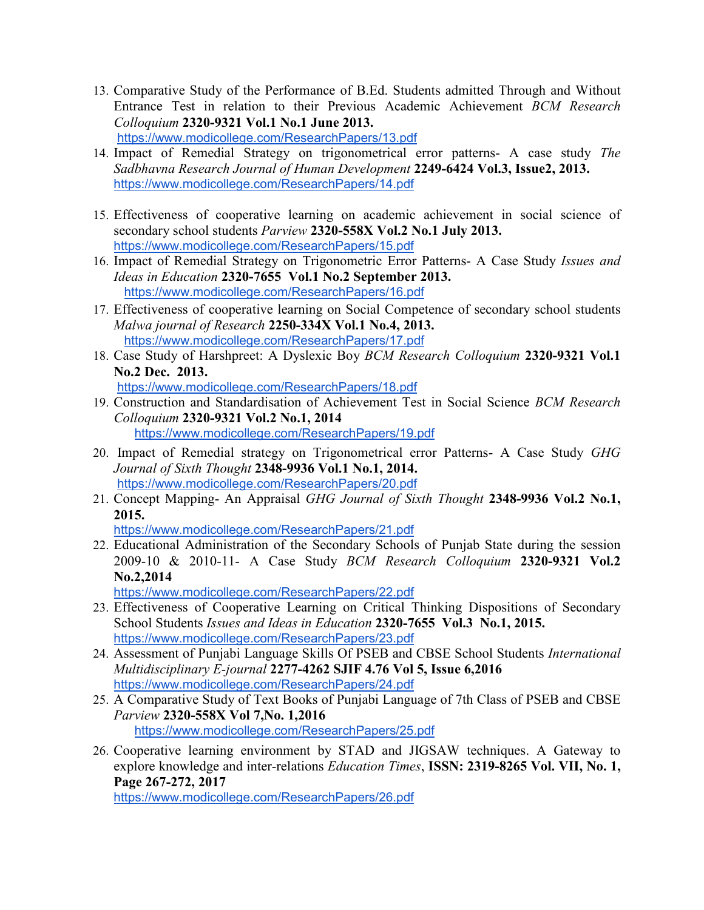13. Comparative Study of the Performance of B.Ed. Students admitted Through and Without Entrance Test in relation to their Previous Academic Achievement *BCM Research Colloquium* **2320-9321 Vol.1 No.1 June 2013.** https://www.modicollege.com/ResearchPapers/13.pdf
14. Impact of Remedial Strategy on trigonometrical error patterns- A case study *The Sadbhavna Research Journal of Human Development* **2249-6424 Vol.3, Issue2, 2013.** https://www.modicollege.com/ResearchPapers/14.pdf
15. Effectiveness of cooperative learning on academic achievement in social science of secondary school students *Parview* **2320-558X Vol.2 No.1 July 2013.** https://www.modicollege.com/ResearchPapers/15.pdf
16. Impact of Remedial Strategy on Trigonometric Error Patterns- A Case Study *Issues and Ideas in Education* **2320-7655 Vol.1 No.2 September 2013.** https://www.modicollege.com/ResearchPapers/16.pdf
17. Effectiveness of cooperative learning on Social Competence of secondary school students *Malwa journal of Research* **2250-334X Vol.1 No.4, 2013.** https://www.modicollege.com/ResearchPapers/17.pdf
18. Case Study of Harshpreet: A Dyslexic Boy *BCM Research Colloquium* **2320-9321 Vol.1 No.2 Dec. 2013.** https://www.modicollege.com/ResearchPapers/18.pdf
19. Construction and Standardisation of Achievement Test in Social Science *BCM Research Colloquium* **2320-9321 Vol.2 No.1, 2014** https://www.modicollege.com/ResearchPapers/19.pdf
20. Impact of Remedial strategy on Trigonometrical error Patterns- A Case Study *GHG Journal of Sixth Thought* **2348-9936 Vol.1 No.1, 2014.** https://www.modicollege.com/ResearchPapers/20.pdf
21. Concept Mapping- An Appraisal *GHG Journal of Sixth Thought* **2348-9936 Vol.2 No.1, 2015.** https://www.modicollege.com/ResearchPapers/21.pdf
22. Educational Administration of the Secondary Schools of Punjab State during the session 2009-10 & 2010-11- A Case Study *BCM Research Colloquium* **2320-9321 Vol.2 No.2,2014** https://www.modicollege.com/ResearchPapers/22.pdf
23. Effectiveness of Cooperative Learning on Critical Thinking Dispositions of Secondary School Students *Issues and Ideas in Education* **2320-7655 Vol.3 No.1, 2015.** https://www.modicollege.com/ResearchPapers/23.pdf
24. Assessment of Punjabi Language Skills Of PSEB and CBSE School Students *International Multidisciplinary E-journal* **2277-4262 SJIF 4.76 Vol 5, Issue 6,2016** https://www.modicollege.com/ResearchPapers/24.pdf
25. A Comparative Study of Text Books of Punjabi Language of 7th Class of PSEB and CBSE *Parview* **2320-558X Vol 7,No. 1,2016** https://www.modicollege.com/ResearchPapers/25.pdf
26. Cooperative learning environment by STAD and JIGSAW techniques. A Gateway to explore knowledge and inter-relations *Education Times*, **ISSN: 2319-8265 Vol. VII, No. 1, Page 267-272, 2017** https://www.modicollege.com/ResearchPapers/26.pdf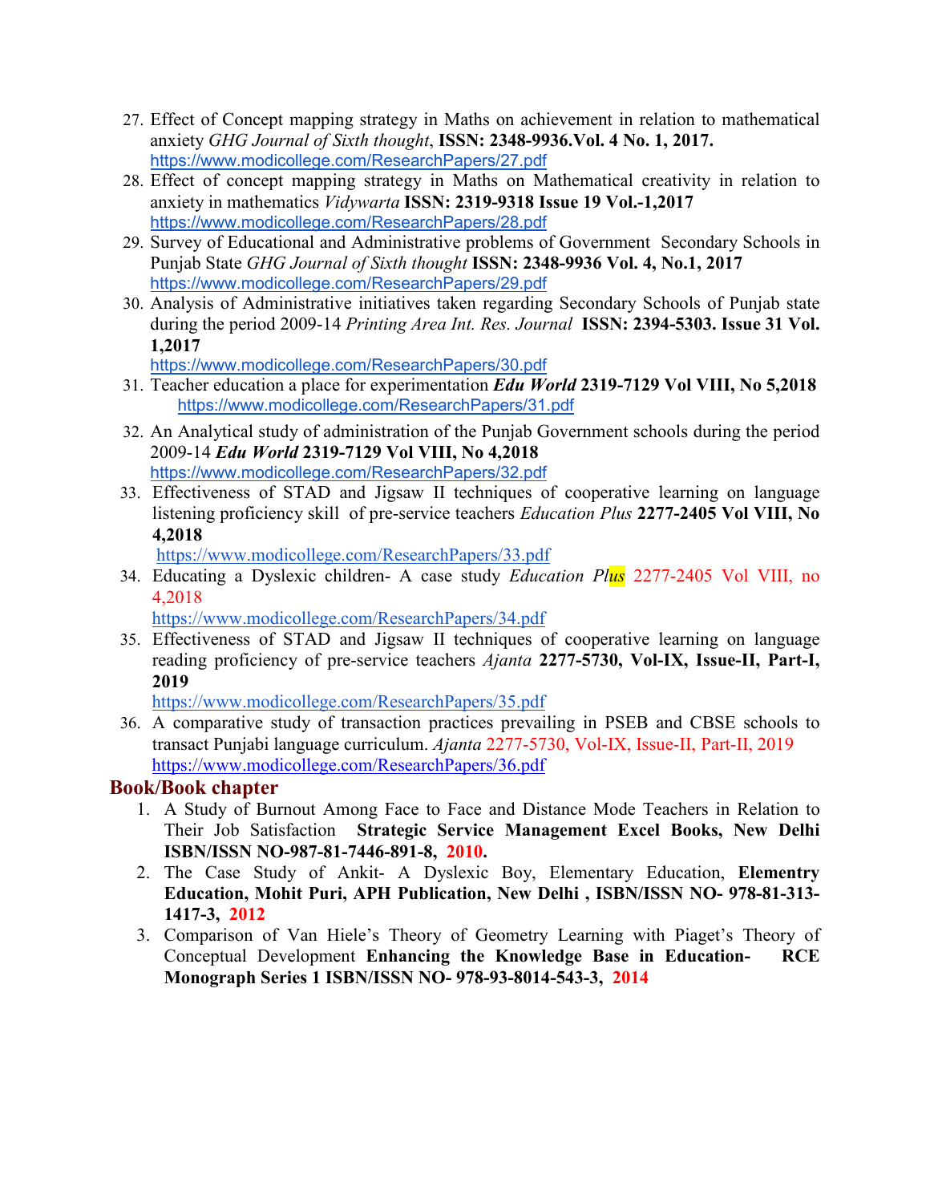27. Effect of Concept mapping strategy in Maths on achievement in relation to mathematical anxiety *GHG Journal of Sixth thought*, **ISSN: 2348-9936.Vol. 4 No. 1, 2017.** https://www.modicollege.com/ResearchPapers/27.pdf
28. Effect of concept mapping strategy in Maths on Mathematical creativity in relation to anxiety in mathematics *Vidywarta* **ISSN: 2319-9318 Issue 19 Vol.-1,2017** https://www.modicollege.com/ResearchPapers/28.pdf
29. Survey of Educational and Administrative problems of Government Secondary Schools in Punjab State *GHG Journal of Sixth thought* **ISSN: 2348-9936 Vol. 4, No.1, 2017** https://www.modicollege.com/ResearchPapers/29.pdf
30. Analysis of Administrative initiatives taken regarding Secondary Schools of Punjab state during the period 2009-14 *Printing Area Int. Res. Journal* **ISSN: 2394-5303. Issue 31 Vol. 1,2017** https://www.modicollege.com/ResearchPapers/30.pdf
31. Teacher education a place for experimentation ***Edu World*** **2319-7129 Vol VIII, No 5,2018** https://www.modicollege.com/ResearchPapers/31.pdf
32. An Analytical study of administration of the Punjab Government schools during the period 2009-14 ***Edu World*** **2319-7129 Vol VIII, No 4,2018** https://www.modicollege.com/ResearchPapers/32.pdf
33. Effectiveness of STAD and Jigsaw II techniques of cooperative learning on language listening proficiency skill of pre-service teachers *Education Plus* **2277-2405 Vol VIII, No 4,2018** https://www.modicollege.com/ResearchPapers/33.pdf
34. Educating a Dyslexic children- A case study *Education Plus* 2277-2405 Vol VIII, no 4,2018 https://www.modicollege.com/ResearchPapers/34.pdf
35. Effectiveness of STAD and Jigsaw II techniques of cooperative learning on language reading proficiency of pre-service teachers *Ajanta* **2277-5730, Vol-IX, Issue-II, Part-I, 2019** https://www.modicollege.com/ResearchPapers/35.pdf
36. A comparative study of transaction practices prevailing in PSEB and CBSE schools to transact Punjabi language curriculum. *Ajanta* 2277-5730, Vol-IX, Issue-II, Part-II, 2019 https://www.modicollege.com/ResearchPapers/36.pdf

## Book/Book chapter

1. A Study of Burnout Among Face to Face and Distance Mode Teachers in Relation to Their Job Satisfaction **Strategic Service Management Excel Books, New Delhi ISBN/ISSN NO-987-81-7446-891-8, 2010.**
2. The Case Study of Ankit- A Dyslexic Boy, Elementary Education, **Elementry Education, Mohit Puri, APH Publication, New Delhi , ISBN/ISSN NO- 978-81-313-1417-3, 2012**
3. Comparison of Van Hiele's Theory of Geometry Learning with Piaget's Theory of Conceptual Development **Enhancing the Knowledge Base in Education- RCE Monograph Series 1 ISBN/ISSN NO- 978-93-8014-543-3, 2014**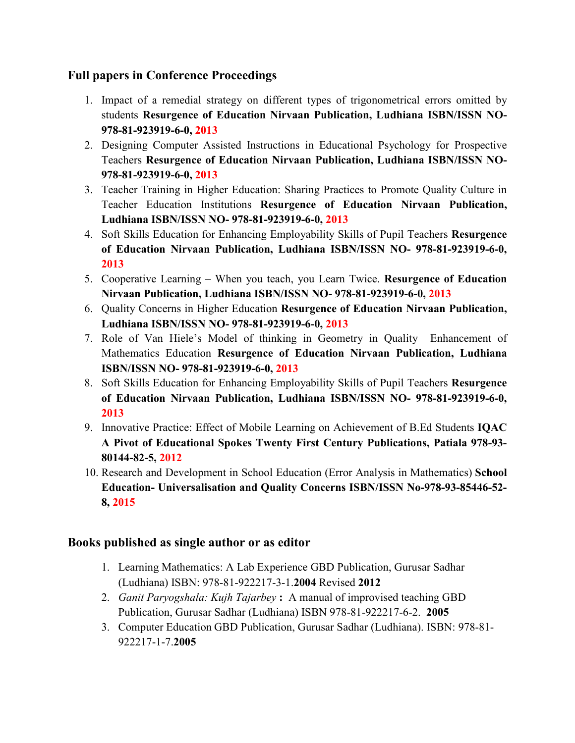## Full papers in Conference Proceedings

1. Impact of a remedial strategy on different types of trigonometrical errors omitted by students **Resurgence of Education Nirvaan Publication, Ludhiana ISBN/ISSN NO- 978-81-923919-6-0, 2013**
2. Designing Computer Assisted Instructions in Educational Psychology for Prospective Teachers **Resurgence of Education Nirvaan Publication, Ludhiana ISBN/ISSN NO- 978-81-923919-6-0, 2013**
3. Teacher Training in Higher Education: Sharing Practices to Promote Quality Culture in Teacher Education Institutions **Resurgence of Education Nirvaan Publication, Ludhiana ISBN/ISSN NO- 978-81-923919-6-0, 2013**
4. Soft Skills Education for Enhancing Employability Skills of Pupil Teachers **Resurgence of Education Nirvaan Publication, Ludhiana ISBN/ISSN NO- 978-81-923919-6-0, 2013**
5. Cooperative Learning – When you teach, you Learn Twice. **Resurgence of Education Nirvaan Publication, Ludhiana ISBN/ISSN NO- 978-81-923919-6-0, 2013**
6. Quality Concerns in Higher Education **Resurgence of Education Nirvaan Publication, Ludhiana ISBN/ISSN NO- 978-81-923919-6-0, 2013**
7. Role of Van Hiele's Model of thinking in Geometry in Quality Enhancement of Mathematics Education **Resurgence of Education Nirvaan Publication, Ludhiana ISBN/ISSN NO- 978-81-923919-6-0, 2013**
8. Soft Skills Education for Enhancing Employability Skills of Pupil Teachers **Resurgence of Education Nirvaan Publication, Ludhiana ISBN/ISSN NO- 978-81-923919-6-0, 2013**
9. Innovative Practice: Effect of Mobile Learning on Achievement of B.Ed Students **IQAC A Pivot of Educational Spokes Twenty First Century Publications, Patiala 978-93-80144-82-5, 2012**
10. Research and Development in School Education (Error Analysis in Mathematics) **School Education- Universalisation and Quality Concerns ISBN/ISSN No-978-93-85446-52-8, 2015**

## Books published as single author or as editor

1. Learning Mathematics: A Lab Experience GBD Publication, Gurusar Sadhar (Ludhiana) ISBN: 978-81-922217-3-1.**2004** Revised **2012**
2. *Ganit Paryogshala: Kujh Tajarbey* **:** A manual of improvised teaching GBD Publication, Gurusar Sadhar (Ludhiana) ISBN 978-81-922217-6-2. **2005**
3. Computer Education GBD Publication, Gurusar Sadhar (Ludhiana). ISBN: 978-81-922217-1-7.**2005**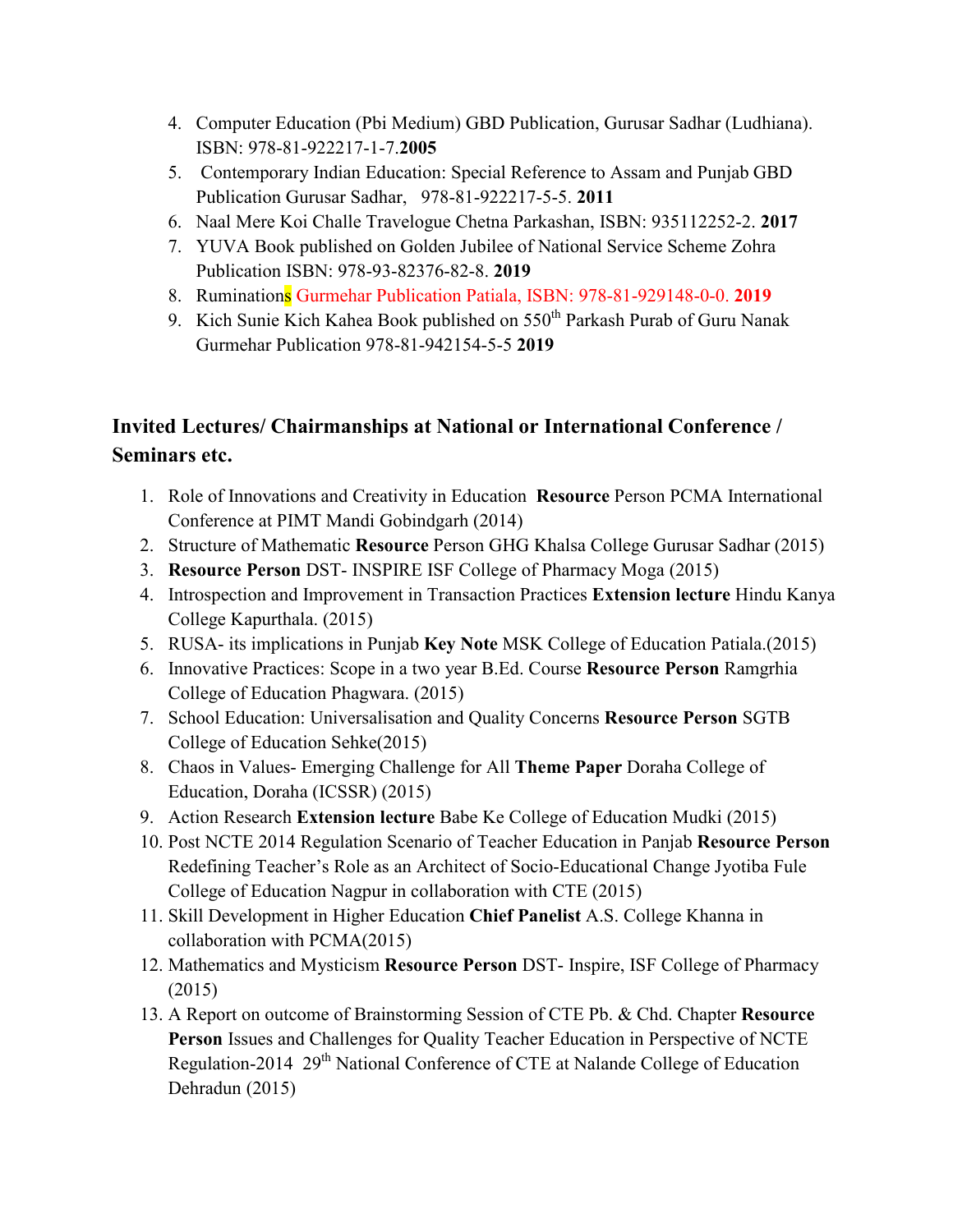4. Computer Education (Pbi Medium) GBD Publication, Gurusar Sadhar (Ludhiana). ISBN: 978-81-922217-1-7.**2005**
5. Contemporary Indian Education: Special Reference to Assam and Punjab GBD Publication Gurusar Sadhar, 978-81-922217-5-5. **2011**
6. Naal Mere Koi Challe Travelogue Chetna Parkashan, ISBN: 935112252-2. **2017**
7. YUVA Book published on Golden Jubilee of National Service Scheme Zohra Publication ISBN: 978-93-82376-82-8. **2019**
8. Ruminations Gurmehar Publication Patiala, ISBN: 978-81-929148-0-0. **2019**
9. Kich Sunie Kich Kahea Book published on 550th Parkash Purab of Guru Nanak Gurmehar Publication 978-81-942154-5-5 **2019**

## Invited Lectures/ Chairmanships at National or International Conference / Seminars etc.

1. Role of Innovations and Creativity in Education **Resource** Person PCMA International Conference at PIMT Mandi Gobindgarh (2014)
2. Structure of Mathematic **Resource** Person GHG Khalsa College Gurusar Sadhar (2015)
3. **Resource Person** DST- INSPIRE ISF College of Pharmacy Moga (2015)
4. Introspection and Improvement in Transaction Practices **Extension lecture** Hindu Kanya College Kapurthala. (2015)
5. RUSA- its implications in Punjab **Key Note** MSK College of Education Patiala.(2015)
6. Innovative Practices: Scope in a two year B.Ed. Course **Resource Person** Ramgrhia College of Education Phagwara. (2015)
7. School Education: Universalisation and Quality Concerns **Resource Person** SGTB College of Education Sehke(2015)
8. Chaos in Values- Emerging Challenge for All **Theme Paper** Doraha College of Education, Doraha (ICSSR) (2015)
9. Action Research **Extension lecture** Babe Ke College of Education Mudki (2015)
10. Post NCTE 2014 Regulation Scenario of Teacher Education in Panjab **Resource Person** Redefining Teacher's Role as an Architect of Socio-Educational Change Jyotiba Fule College of Education Nagpur in collaboration with CTE (2015)
11. Skill Development in Higher Education **Chief Panelist** A.S. College Khanna in collaboration with PCMA(2015)
12. Mathematics and Mysticism **Resource Person** DST- Inspire, ISF College of Pharmacy (2015)
13. A Report on outcome of Brainstorming Session of CTE Pb. & Chd. Chapter **Resource Person** Issues and Challenges for Quality Teacher Education in Perspective of NCTE Regulation-2014 29th National Conference of CTE at Nalande College of Education Dehradun (2015)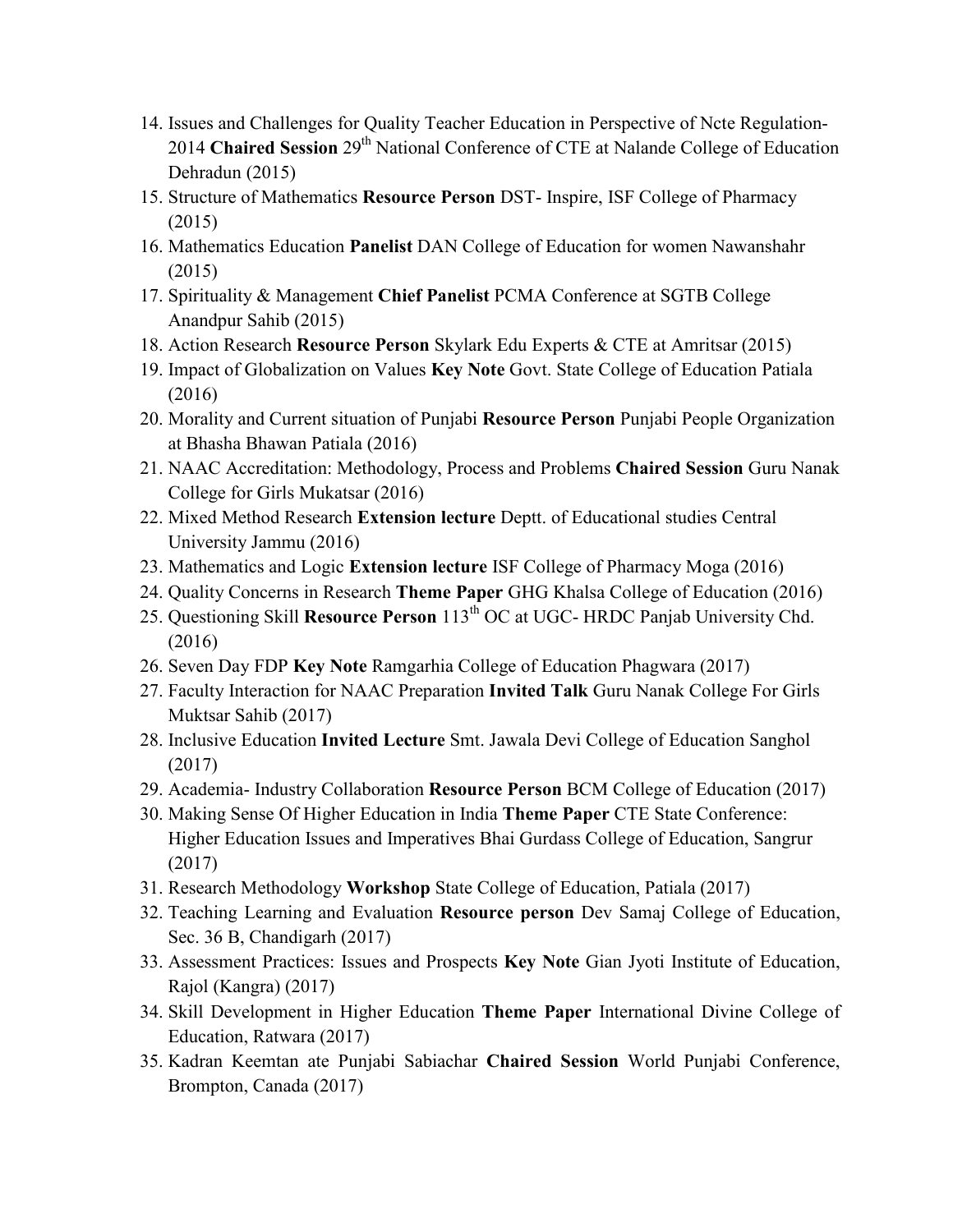14. Issues and Challenges for Quality Teacher Education in Perspective of Ncte Regulation-2014 **Chaired Session** 29th National Conference of CTE at Nalande College of Education Dehradun (2015)
15. Structure of Mathematics **Resource Person** DST- Inspire, ISF College of Pharmacy (2015)
16. Mathematics Education **Panelist** DAN College of Education for women Nawanshahr (2015)
17. Spirituality & Management **Chief Panelist** PCMA Conference at SGTB College Anandpur Sahib (2015)
18. Action Research **Resource Person** Skylark Edu Experts & CTE at Amritsar (2015)
19. Impact of Globalization on Values **Key Note** Govt. State College of Education Patiala (2016)
20. Morality and Current situation of Punjabi **Resource Person** Punjabi People Organization at Bhasha Bhawan Patiala (2016)
21. NAAC Accreditation: Methodology, Process and Problems **Chaired Session** Guru Nanak College for Girls Mukatsar (2016)
22. Mixed Method Research **Extension lecture** Deptt. of Educational studies Central University Jammu (2016)
23. Mathematics and Logic **Extension lecture** ISF College of Pharmacy Moga (2016)
24. Quality Concerns in Research **Theme Paper** GHG Khalsa College of Education (2016)
25. Questioning Skill **Resource Person** 113th OC at UGC- HRDC Panjab University Chd. (2016)
26. Seven Day FDP **Key Note** Ramgarhia College of Education Phagwara (2017)
27. Faculty Interaction for NAAC Preparation **Invited Talk** Guru Nanak College For Girls Muktsar Sahib (2017)
28. Inclusive Education **Invited Lecture** Smt. Jawala Devi College of Education Sanghol (2017)
29. Academia- Industry Collaboration **Resource Person** BCM College of Education (2017)
30. Making Sense Of Higher Education in India **Theme Paper** CTE State Conference: Higher Education Issues and Imperatives Bhai Gurdass College of Education, Sangrur (2017)
31. Research Methodology **Workshop** State College of Education, Patiala (2017)
32. Teaching Learning and Evaluation **Resource person** Dev Samaj College of Education, Sec. 36 B, Chandigarh (2017)
33. Assessment Practices: Issues and Prospects **Key Note** Gian Jyoti Institute of Education, Rajol (Kangra) (2017)
34. Skill Development in Higher Education **Theme Paper** International Divine College of Education, Ratwara (2017)
35. Kadran Keemtan ate Punjabi Sabiachar **Chaired Session** World Punjabi Conference, Brompton, Canada (2017)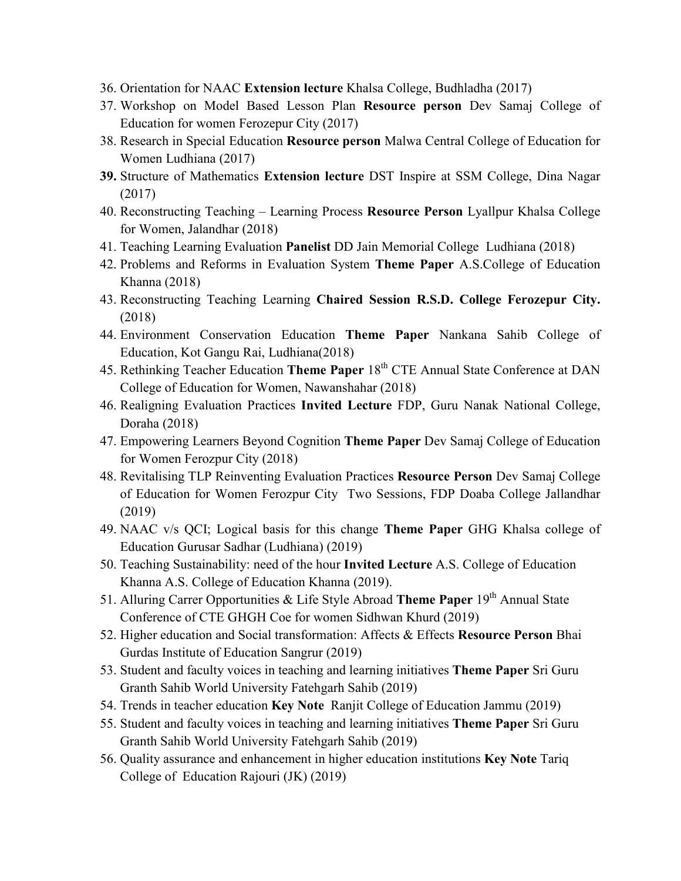36. Orientation for NAAC **Extension lecture** Khalsa College, Budhladha (2017)
37. Workshop on Model Based Lesson Plan **Resource person** Dev Samaj College of Education for women Ferozepur City (2017)
38. Research in Special Education **Resource person** Malwa Central College of Education for Women Ludhiana (2017)
39. Structure of Mathematics **Extension lecture** DST Inspire at SSM College, Dina Nagar (2017)
40. Reconstructing Teaching – Learning Process **Resource Person** Lyallpur Khalsa College for Women, Jalandhar (2018)
41. Teaching Learning Evaluation **Panelist** DD Jain Memorial College Ludhiana (2018)
42. Problems and Reforms in Evaluation System **Theme Paper** A.S.College of Education Khanna (2018)
43. Reconstructing Teaching Learning **Chaired Session R.S.D. College Ferozepur City.** (2018)
44. Environment Conservation Education **Theme Paper** Nankana Sahib College of Education, Kot Gangu Rai, Ludhiana(2018)
45. Rethinking Teacher Education **Theme Paper** 18th CTE Annual State Conference at DAN College of Education for Women, Nawanshahar (2018)
46. Realigning Evaluation Practices **Invited Lecture** FDP, Guru Nanak National College, Doraha (2018)
47. Empowering Learners Beyond Cognition **Theme Paper** Dev Samaj College of Education for Women Ferozpur City (2018)
48. Revitalising TLP Reinventing Evaluation Practices **Resource Person** Dev Samaj College of Education for Women Ferozpur City Two Sessions, FDP Doaba College Jallandhar (2019)
49. NAAC v/s QCI; Logical basis for this change **Theme Paper** GHG Khalsa college of Education Gurusar Sadhar (Ludhiana) (2019)
50. Teaching Sustainability: need of the hour **Invited Lecture** A.S. College of Education Khanna A.S. College of Education Khanna (2019).
51. Alluring Carrer Opportunities & Life Style Abroad **Theme Paper** 19th Annual State Conference of CTE GHGH Coe for women Sidhwan Khurd (2019)
52. Higher education and Social transformation: Affects & Effects **Resource Person** Bhai Gurdas Institute of Education Sangrur (2019)
53. Student and faculty voices in teaching and learning initiatives **Theme Paper** Sri Guru Granth Sahib World University Fatehgarh Sahib (2019)
54. Trends in teacher education **Key Note** Ranjit College of Education Jammu (2019)
55. Student and faculty voices in teaching and learning initiatives **Theme Paper** Sri Guru Granth Sahib World University Fatehgarh Sahib (2019)
56. Quality assurance and enhancement in higher education institutions **Key Note** Tariq College of Education Rajouri (JK) (2019)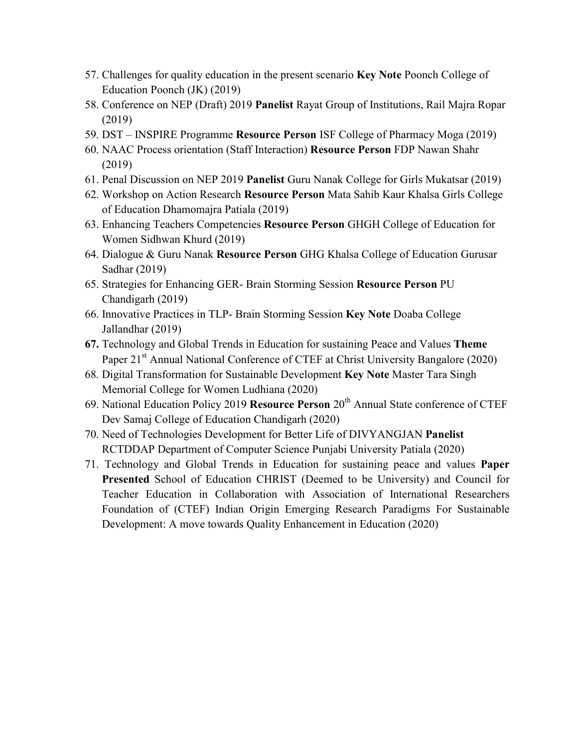57. Challenges for quality education in the present scenario **Key Note** Poonch College of Education Poonch (JK) (2019)
58. Conference on NEP (Draft) 2019 **Panelist** Rayat Group of Institutions, Rail Majra Ropar (2019)
59. DST – INSPIRE Programme **Resource Person** ISF College of Pharmacy Moga (2019)
60. NAAC Process orientation (Staff Interaction) **Resource Person** FDP Nawan Shahr (2019)
61. Penal Discussion on NEP 2019 **Panelist** Guru Nanak College for Girls Mukatsar (2019)
62. Workshop on Action Research **Resource Person** Mata Sahib Kaur Khalsa Girls College of Education Dhamomajra Patiala (2019)
63. Enhancing Teachers Competencies **Resource Person** GHGH College of Education for Women Sidhwan Khurd (2019)
64. Dialogue & Guru Nanak **Resource Person** GHG Khalsa College of Education Gurusar Sadhar (2019)
65. Strategies for Enhancing GER- Brain Storming Session **Resource Person** PU Chandigarh (2019)
66. Innovative Practices in TLP- Brain Storming Session **Key Note** Doaba College Jallandhar (2019)
67. Technology and Global Trends in Education for sustaining Peace and Values **Theme** Paper 21st Annual National Conference of CTEF at Christ University Bangalore (2020)
68. Digital Transformation for Sustainable Development **Key Note** Master Tara Singh Memorial College for Women Ludhiana (2020)
69. National Education Policy 2019 **Resource Person** 20th Annual State conference of CTEF Dev Samaj College of Education Chandigarh (2020)
70. Need of Technologies Development for Better Life of DIVYANGJAN **Panelist** RCTDDAP Department of Computer Science Punjabi University Patiala (2020)
71. Technology and Global Trends in Education for sustaining peace and values **Paper Presented** School of Education CHRIST (Deemed to be University) and Council for Teacher Education in Collaboration with Association of International Researchers Foundation of (CTEF) Indian Origin Emerging Research Paradigms For Sustainable Development: A move towards Quality Enhancement in Education (2020)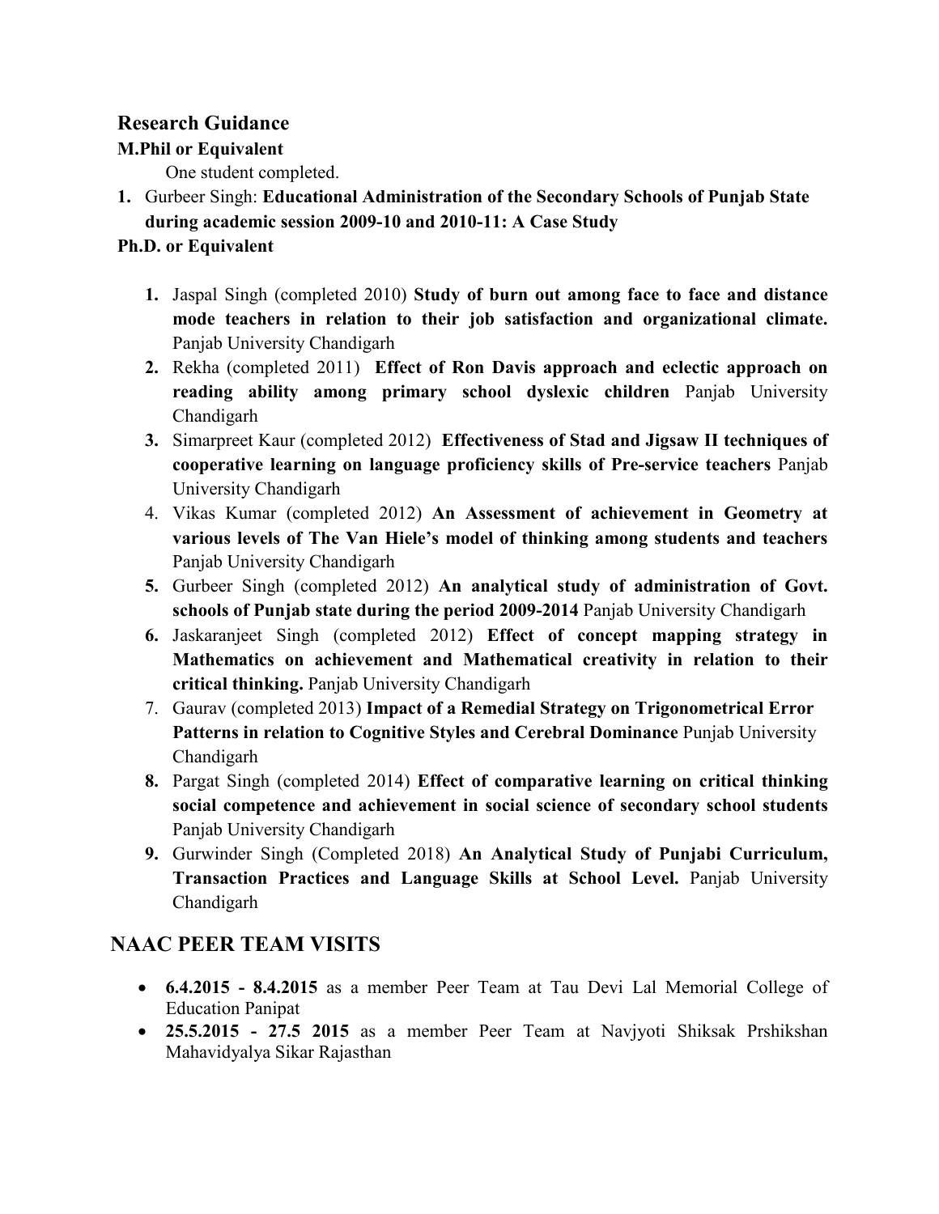## Research Guidance

**M.Phil or Equivalent**

One student completed.

1. Gurbeer Singh: **Educational Administration of the Secondary Schools of Punjab State during academic session 2009-10 and 2010-11: A Case Study**

**Ph.D. or Equivalent**

1. Jaspal Singh (completed 2010) **Study of burn out among face to face and distance mode teachers in relation to their job satisfaction and organizational climate.** Panjab University Chandigarh
2. Rekha (completed 2011) **Effect of Ron Davis approach and eclectic approach on reading ability among primary school dyslexic children** Panjab University Chandigarh
3. Simarpreet Kaur (completed 2012) **Effectiveness of Stad and Jigsaw II techniques of cooperative learning on language proficiency skills of Pre-service teachers** Panjab University Chandigarh
4. Vikas Kumar (completed 2012) **An Assessment of achievement in Geometry at various levels of The Van Hiele's model of thinking among students and teachers** Panjab University Chandigarh
5. Gurbeer Singh (completed 2012) **An analytical study of administration of Govt. schools of Punjab state during the period 2009-2014** Panjab University Chandigarh
6. Jaskaranjeet Singh (completed 2012) **Effect of concept mapping strategy in Mathematics on achievement and Mathematical creativity in relation to their critical thinking.** Panjab University Chandigarh
7. Gaurav (completed 2013) **Impact of a Remedial Strategy on Trigonometrical Error Patterns in relation to Cognitive Styles and Cerebral Dominance** Punjab University Chandigarh
8. Pargat Singh (completed 2014) **Effect of comparative learning on critical thinking social competence and achievement in social science of secondary school students** Panjab University Chandigarh
9. Gurwinder Singh (Completed 2018) **An Analytical Study of Punjabi Curriculum, Transaction Practices and Language Skills at School Level.** Panjab University Chandigarh

## NAAC PEER TEAM VISITS

- **6.4.2015 - 8.4.2015** as a member Peer Team at Tau Devi Lal Memorial College of Education Panipat
- **25.5.2015 - 27.5 2015** as a member Peer Team at Navjyoti Shiksak Prshikshan Mahavidyalya Sikar Rajasthan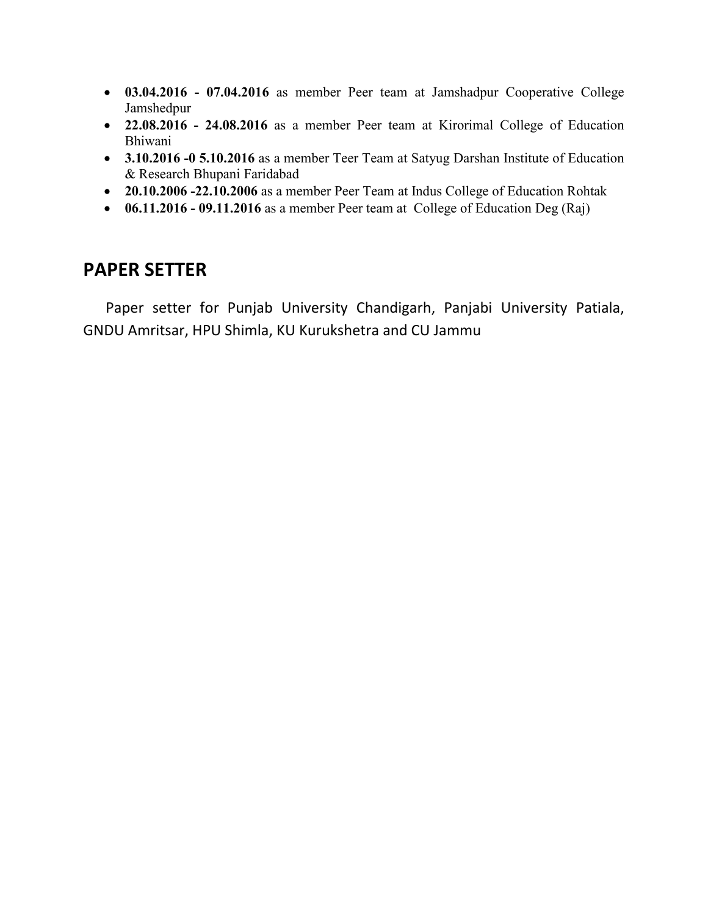- **03.04.2016 - 07.04.2016** as member Peer team at Jamshadpur Cooperative College Jamshedpur
- **22.08.2016 - 24.08.2016** as a member Peer team at Kirorimal College of Education Bhiwani
- **3.10.2016 -0 5.10.2016** as a member Teer Team at Satyug Darshan Institute of Education & Research Bhupani Faridabad
- **20.10.2006 -22.10.2006** as a member Peer Team at Indus College of Education Rohtak
- **06.11.2016 - 09.11.2016** as a member Peer team at College of Education Deg (Raj)

## PAPER SETTER

Paper setter for Punjab University Chandigarh, Panjabi University Patiala, GNDU Amritsar, HPU Shimla, KU Kurukshetra and CU Jammu